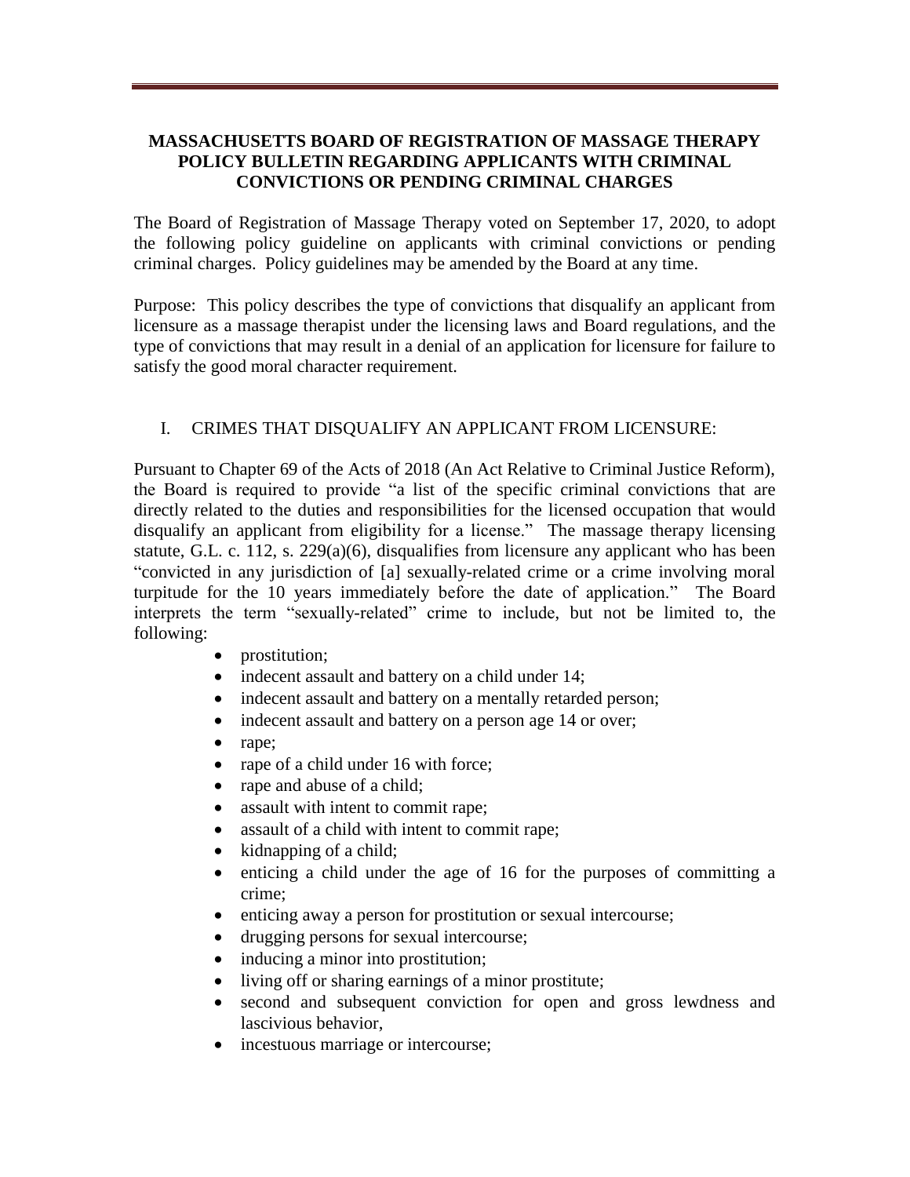# MASSACHUSETTS BOARD OF REGISTRATION OF MASSAGE THERAPY POLICY BULLETIN REGARDING APPLICANTS WITH CRIMINAL CONVICTIONS OR PENDING CRIMINAL CHARGES

The Board of Registration of Massage Therapy voted on September 17, 2020, to adopt the following policy guideline on applicants with criminal convictions or pending criminal charges. Policy guidelines may be amended by the Board at any time.

Purpose: This policy describes the type of convictions that disqualify an applicant from licensure as a massage therapist under the licensing laws and Board regulations, and the type of convictions that may result in a denial of an application for licensure for failure to satisfy the good moral character requirement.

## I. CRIMES THAT DISQUALIFY AN APPLICANT FROM LICENSURE:

Pursuant to Chapter 69 of the Acts of 2018 (An Act Relative to Criminal Justice Reform), the Board is required to provide "a list of the specific criminal convictions that are directly related to the duties and responsibilities for the licensed occupation that would disqualify an applicant from eligibility for a license." The massage therapy licensing statute, G.L. c. 112, s. 229(a)(6), disqualifies from licensure any applicant who has been "convicted in any jurisdiction of [a] sexually-related crime or a crime involving moral turpitude for the 10 years immediately before the date of application." The Board interprets the term "sexually-related" crime to include, but not be limited to, the following:

- prostitution;
- indecent assault and battery on a child under 14;
- indecent assault and battery on a mentally retarded person;
- indecent assault and battery on a person age 14 or over;
- rape;
- rape of a child under 16 with force;
- rape and abuse of a child;
- assault with intent to commit rape;
- assault of a child with intent to commit rape;
- kidnapping of a child;
- enticing a child under the age of 16 for the purposes of committing a crime;
- enticing away a person for prostitution or sexual intercourse;
- drugging persons for sexual intercourse;
- inducing a minor into prostitution;
- living off or sharing earnings of a minor prostitute;
- second and subsequent conviction for open and gross lewdness and lascivious behavior,
- incestuous marriage or intercourse;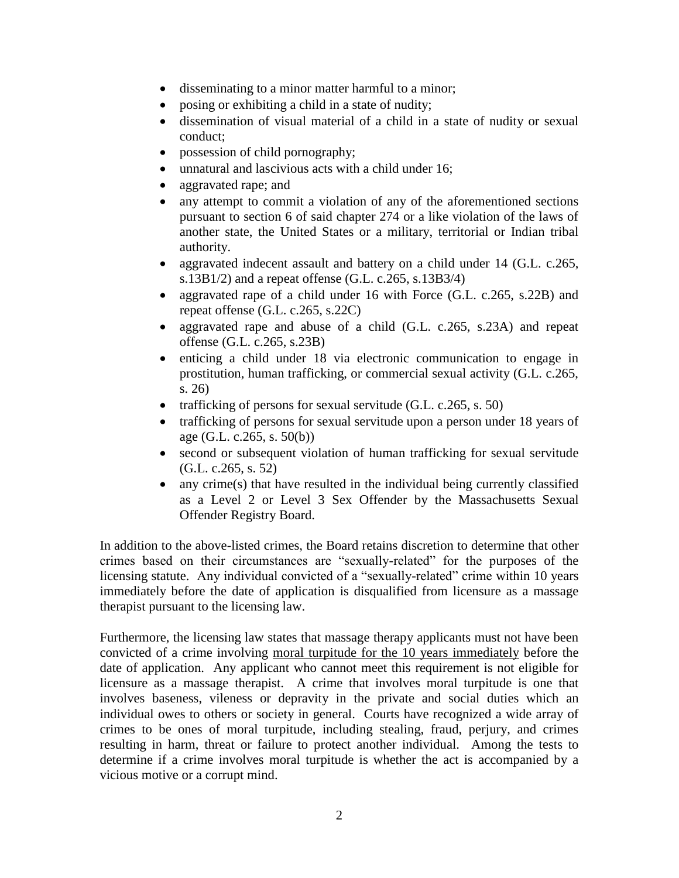- disseminating to a minor matter harmful to a minor;
- posing or exhibiting a child in a state of nudity;
- dissemination of visual material of a child in a state of nudity or sexual conduct;
- possession of child pornography;
- unnatural and lascivious acts with a child under 16;
- aggravated rape; and
- any attempt to commit a violation of any of the aforementioned sections pursuant to section 6 of said chapter 274 or a like violation of the laws of another state, the United States or a military, territorial or Indian tribal authority.
- aggravated indecent assault and battery on a child under 14 (G.L. c.265, s.13B1/2) and a repeat offense (G.L. c.265, s.13B3/4)
- aggravated rape of a child under 16 with Force (G.L. c.265, s.22B) and repeat offense (G.L. c.265, s.22C)
- aggravated rape and abuse of a child (G.L. c.265, s.23A) and repeat offense (G.L. c.265, s.23B)
- enticing a child under 18 via electronic communication to engage in prostitution, human trafficking, or commercial sexual activity (G.L. c.265, s. 26)
- trafficking of persons for sexual servitude (G.L. c.265, s. 50)
- trafficking of persons for sexual servitude upon a person under 18 years of age (G.L. c.265, s. 50(b))
- second or subsequent violation of human trafficking for sexual servitude (G.L. c.265, s. 52)
- any crime(s) that have resulted in the individual being currently classified as a Level 2 or Level 3 Sex Offender by the Massachusetts Sexual Offender Registry Board.

In addition to the above-listed crimes, the Board retains discretion to determine that other crimes based on their circumstances are "sexually-related" for the purposes of the licensing statute. Any individual convicted of a "sexually-related" crime within 10 years immediately before the date of application is disqualified from licensure as a massage therapist pursuant to the licensing law.

Furthermore, the licensing law states that massage therapy applicants must not have been convicted of a crime involving <u>moral turpitude for the 10 years immediately</u> before the date of application. Any applicant who cannot meet this requirement is not eligible for licensure as a massage therapist. A crime that involves moral turpitude is one that involves baseness, vileness or depravity in the private and social duties which an individual owes to others or society in general. Courts have recognized a wide array of crimes to be ones of moral turpitude, including stealing, fraud, perjury, and crimes resulting in harm, threat or failure to protect another individual. Among the tests to determine if a crime involves moral turpitude is whether the act is accompanied by a vicious motive or a corrupt mind.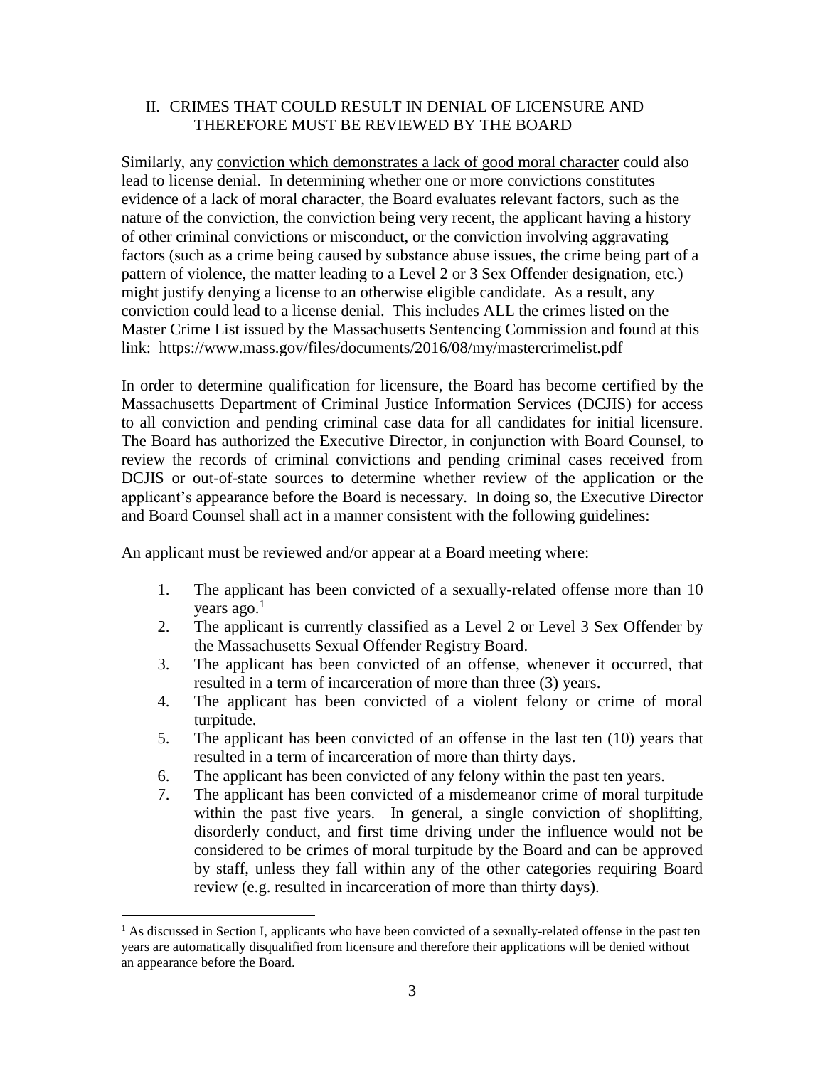## II. CRIMES THAT COULD RESULT IN DENIAL OF LICENSURE AND THEREFORE MUST BE REVIEWED BY THE BOARD

Similarly, any conviction which demonstrates a lack of good moral character could also lead to license denial. In determining whether one or more convictions constitutes evidence of a lack of moral character, the Board evaluates relevant factors, such as the nature of the conviction, the conviction being very recent, the applicant having a history of other criminal convictions or misconduct, or the conviction involving aggravating factors (such as a crime being caused by substance abuse issues, the crime being part of a pattern of violence, the matter leading to a Level 2 or 3 Sex Offender designation, etc.) might justify denying a license to an otherwise eligible candidate. As a result, any conviction could lead to a license denial. This includes ALL the crimes listed on the Master Crime List issued by the Massachusetts Sentencing Commission and found at this link: https://www.mass.gov/files/documents/2016/08/my/mastercrimelist.pdf

In order to determine qualification for licensure, the Board has become certified by the Massachusetts Department of Criminal Justice Information Services (DCJIS) for access to all conviction and pending criminal case data for all candidates for initial licensure. The Board has authorized the Executive Director, in conjunction with Board Counsel, to review the records of criminal convictions and pending criminal cases received from DCJIS or out-of-state sources to determine whether review of the application or the applicant's appearance before the Board is necessary. In doing so, the Executive Director and Board Counsel shall act in a manner consistent with the following guidelines:

An applicant must be reviewed and/or appear at a Board meeting where:

1. The applicant has been convicted of a sexually-related offense more than 10 years ago.[1]
2. The applicant is currently classified as a Level 2 or Level 3 Sex Offender by the Massachusetts Sexual Offender Registry Board.
3. The applicant has been convicted of an offense, whenever it occurred, that resulted in a term of incarceration of more than three (3) years.
4. The applicant has been convicted of a violent felony or crime of moral turpitude.
5. The applicant has been convicted of an offense in the last ten (10) years that resulted in a term of incarceration of more than thirty days.
6. The applicant has been convicted of any felony within the past ten years.
7. The applicant has been convicted of a misdemeanor crime of moral turpitude within the past five years. In general, a single conviction of shoplifting, disorderly conduct, and first time driving under the influence would not be considered to be crimes of moral turpitude by the Board and can be approved by staff, unless they fall within any of the other categories requiring Board review (e.g. resulted in incarceration of more than thirty days).

[1] As discussed in Section I, applicants who have been convicted of a sexually-related offense in the past ten years are automatically disqualified from licensure and therefore their applications will be denied without an appearance before the Board.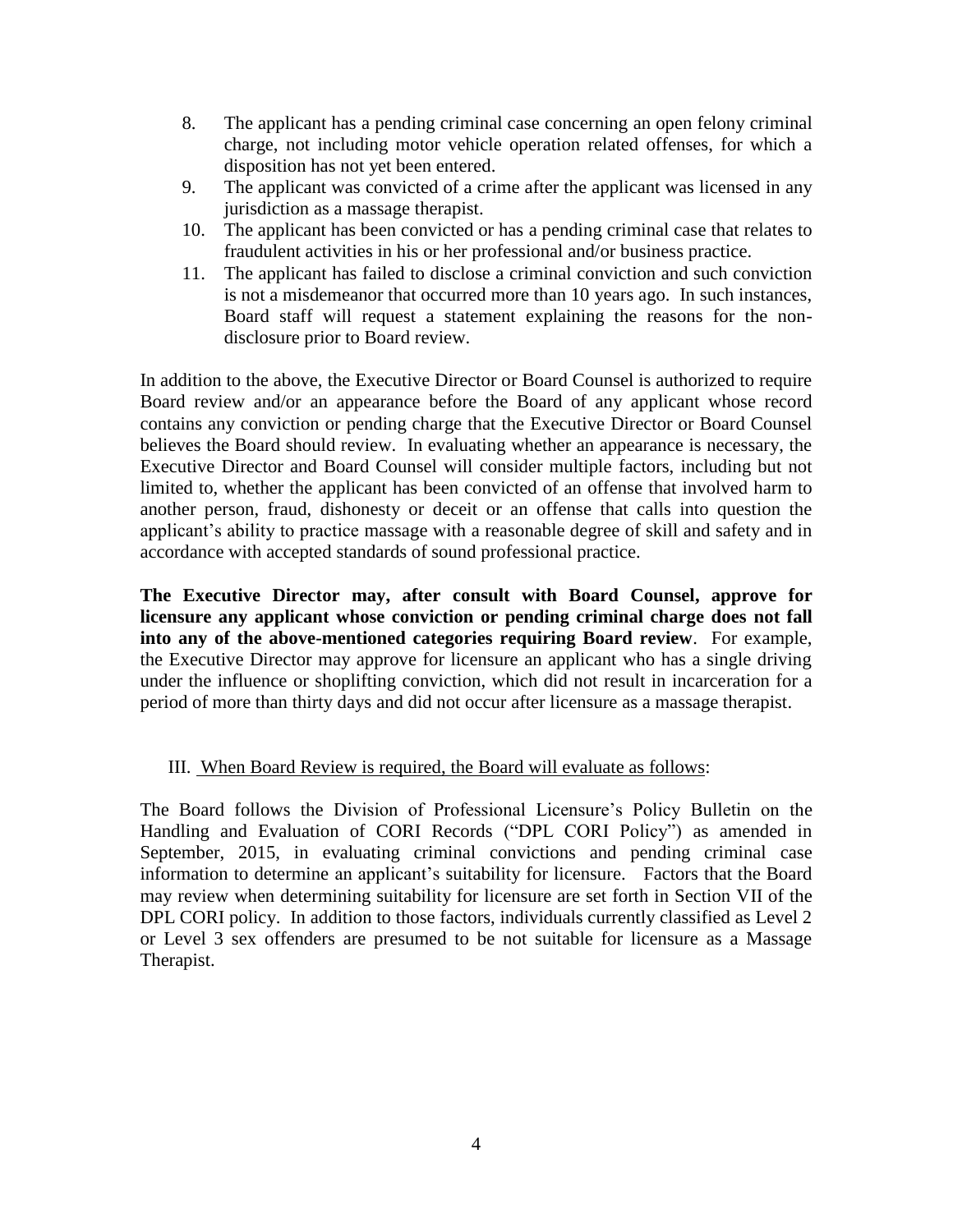8. The applicant has a pending criminal case concerning an open felony criminal charge, not including motor vehicle operation related offenses, for which a disposition has not yet been entered.
9. The applicant was convicted of a crime after the applicant was licensed in any jurisdiction as a massage therapist.
10. The applicant has been convicted or has a pending criminal case that relates to fraudulent activities in his or her professional and/or business practice.
11. The applicant has failed to disclose a criminal conviction and such conviction is not a misdemeanor that occurred more than 10 years ago. In such instances, Board staff will request a statement explaining the reasons for the non-disclosure prior to Board review.

In addition to the above, the Executive Director or Board Counsel is authorized to require Board review and/or an appearance before the Board of any applicant whose record contains any conviction or pending charge that the Executive Director or Board Counsel believes the Board should review. In evaluating whether an appearance is necessary, the Executive Director and Board Counsel will consider multiple factors, including but not limited to, whether the applicant has been convicted of an offense that involved harm to another person, fraud, dishonesty or deceit or an offense that calls into question the applicant's ability to practice massage with a reasonable degree of skill and safety and in accordance with accepted standards of sound professional practice.

**The Executive Director may, after consult with Board Counsel, approve for licensure any applicant whose conviction or pending criminal charge does not fall into any of the above-mentioned categories requiring Board review**. For example, the Executive Director may approve for licensure an applicant who has a single driving under the influence or shoplifting conviction, which did not result in incarceration for a period of more than thirty days and did not occur after licensure as a massage therapist.

III. When Board Review is required, the Board will evaluate as follows:

The Board follows the Division of Professional Licensure's Policy Bulletin on the Handling and Evaluation of CORI Records ("DPL CORI Policy") as amended in September, 2015, in evaluating criminal convictions and pending criminal case information to determine an applicant's suitability for licensure. Factors that the Board may review when determining suitability for licensure are set forth in Section VII of the DPL CORI policy. In addition to those factors, individuals currently classified as Level 2 or Level 3 sex offenders are presumed to be not suitable for licensure as a Massage Therapist.